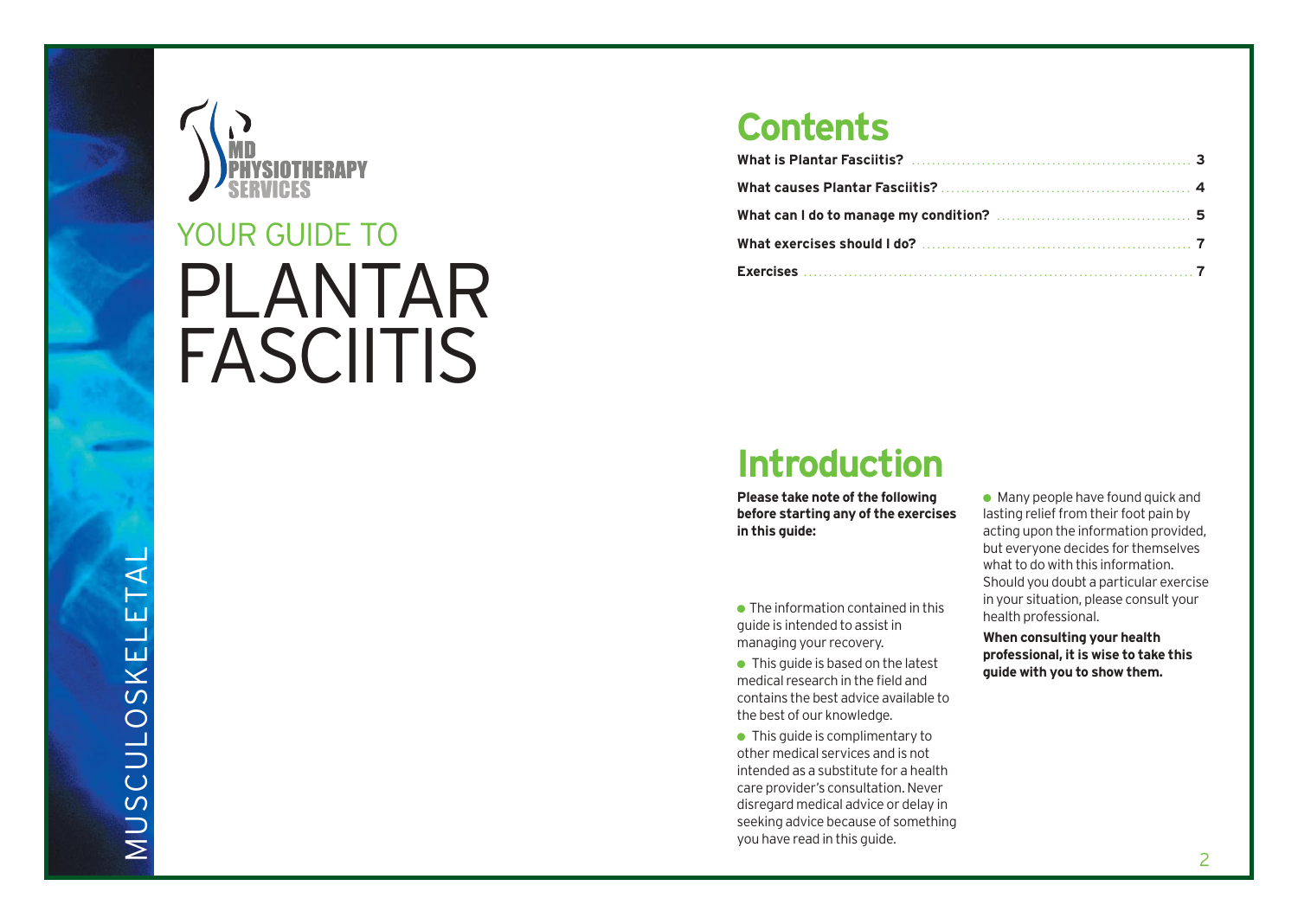MD PHYSIOTHERAPY SERVICES

MUSCULOSKELETAL

# YOUR GUIDE TO PLANTAR FASCIITIS

## Contents

| | |
|---|---|
| **What is Plantar Fasciitis?** | **3** |
| **What causes Plantar Fasciitis?** | **4** |
| **What can I do to manage my condition?** | **5** |
| **What exercises should I do?** | **7** |
| **Exercises** | **7** |

## Introduction

**Please take note of the following before starting any of the exercises in this guide:**

- The information contained in this guide is intended to assist in managing your recovery.
- This guide is based on the latest medical research in the field and contains the best advice available to the best of our knowledge.
- This guide is complimentary to other medical services and is not intended as a substitute for a health care provider's consultation. Never disregard medical advice or delay in seeking advice because of something you have read in this guide.
- Many people have found quick and lasting relief from their foot pain by acting upon the information provided, but everyone decides for themselves what to do with this information. Should you doubt a particular exercise in your situation, please consult your health professional.

**When consulting your health professional, it is wise to take this guide with you to show them.**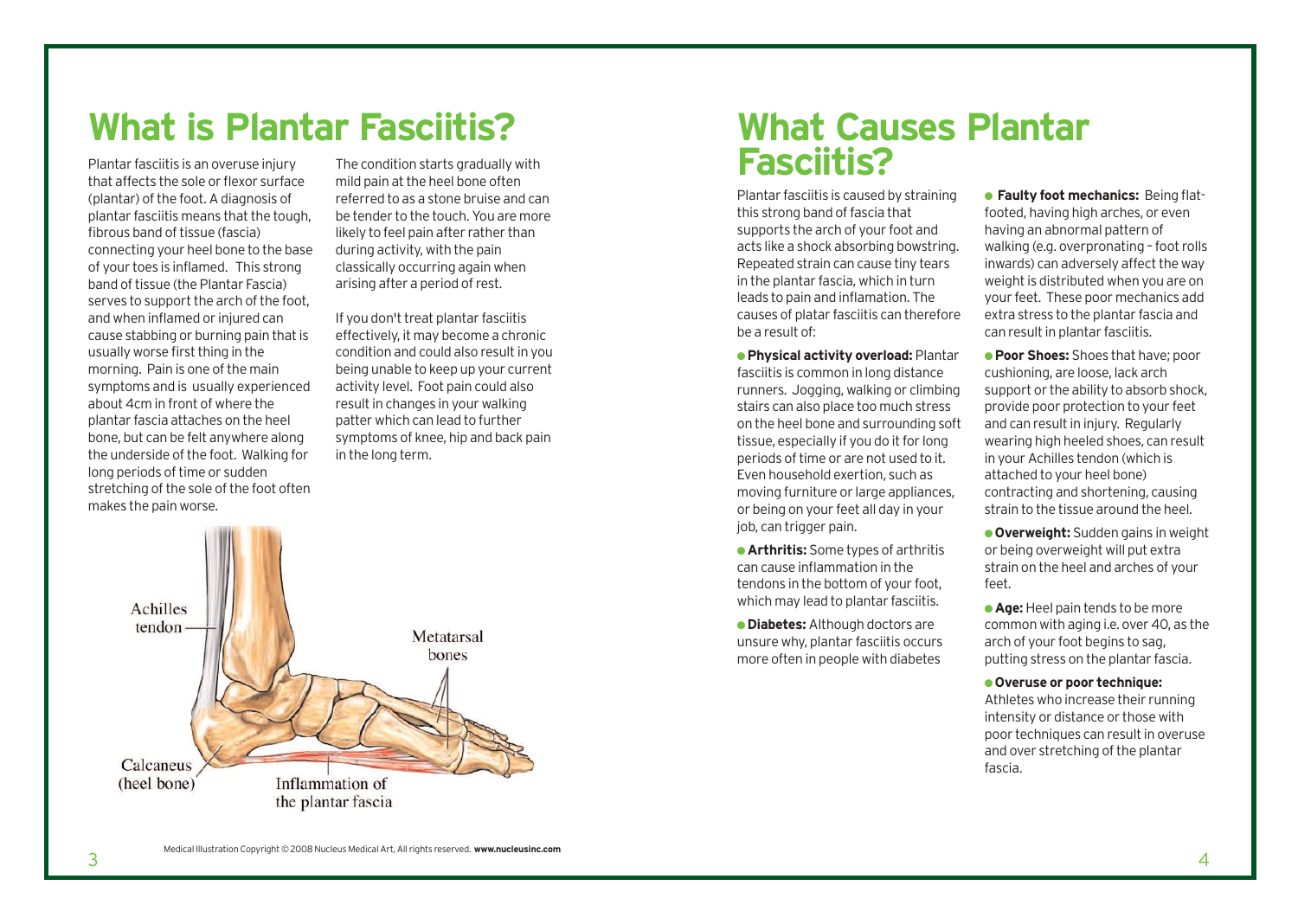# What is Plantar Fasciitis?

Plantar fasciitis is an overuse injury that affects the sole or flexor surface (plantar) of the foot. A diagnosis of plantar fasciitis means that the tough, fibrous band of tissue (fascia) connecting your heel bone to the base of your toes is inflamed. This strong band of tissue (the Plantar Fascia) serves to support the arch of the foot, and when inflamed or injured can cause stabbing or burning pain that is usually worse first thing in the morning. Pain is one of the main symptoms and is usually experienced about 4cm in front of where the plantar fascia attaches on the heel bone, but can be felt anywhere along the underside of the foot. Walking for long periods of time or sudden stretching of the sole of the foot often makes the pain worse.

The condition starts gradually with mild pain at the heel bone often referred to as a stone bruise and can be tender to the touch. You are more likely to feel pain after rather than during activity, with the pain classically occurring again when arising after a period of rest.

If you don't treat plantar fasciitis effectively, it may become a chronic condition and could also result in you being unable to keep up your current activity level. Foot pain could also result in changes in your walking patter which can lead to further symptoms of knee, hip and back pain in the long term.

Achilles tendon

Metatarsal bones

Calcaneus (heel bone)

Inflammation of the plantar fascia

Medical Illustration Copyright © 2008 Nucleus Medical Art, All rights reserved. **www.nucleusinc.com**

# What Causes Plantar Fasciitis?

Plantar fasciitis is caused by straining this strong band of fascia that supports the arch of your foot and acts like a shock absorbing bowstring. Repeated strain can cause tiny tears in the plantar fascia, which in turn leads to pain and inflammation. The causes of platar fasciitis can therefore be a result of:

- **Physical activity overload:** Plantar fasciitis is common in long distance runners. Jogging, walking or climbing stairs can also place too much stress on the heel bone and surrounding soft tissue, especially if you do it for long periods of time or are not used to it. Even household exertion, such as moving furniture or large appliances, or being on your feet all day in your job, can trigger pain.
- **Arthritis:** Some types of arthritis can cause inflammation in the tendons in the bottom of your foot, which may lead to plantar fasciitis.
- **Diabetes:** Although doctors are unsure why, plantar fasciitis occurs more often in people with diabetes
- **Faulty foot mechanics:** Being flat-footed, having high arches, or even having an abnormal pattern of walking (e.g. overpronating – foot rolls inwards) can adversely affect the way weight is distributed when you are on your feet. These poor mechanics add extra stress to the plantar fascia and can result in plantar fasciitis.
- **Poor Shoes:** Shoes that have; poor cushioning, are loose, lack arch support or the ability to absorb shock, provide poor protection to your feet and can result in injury. Regularly wearing high heeled shoes, can result in your Achilles tendon (which is attached to your heel bone) contracting and shortening, causing strain to the tissue around the heel.
- **Overweight:** Sudden gains in weight or being overweight will put extra strain on the heel and arches of your feet.
- **Age:** Heel pain tends to be more common with aging i.e. over 40, as the arch of your foot begins to sag, putting stress on the plantar fascia.
- **Overuse or poor technique:** Athletes who increase their running intensity or distance or those with poor techniques can result in overuse and over stretching of the plantar fascia.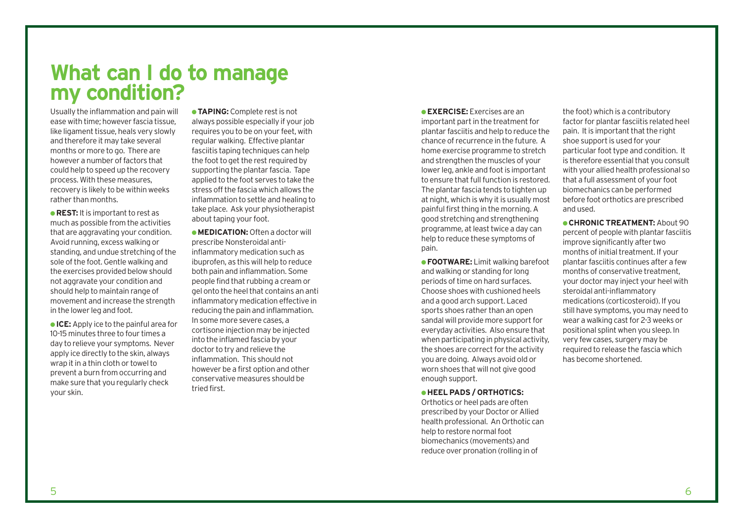# What can I do to manage my condition?

Usually the inflammation and pain will ease with time; however fascia tissue, like ligament tissue, heals very slowly and therefore it may take several months or more to go. There are however a number of factors that could help to speed up the recovery process. With these measures, recovery is likely to be within weeks rather than months.

- **REST:** It is important to rest as much as possible from the activities that are aggravating your condition. Avoid running, excess walking or standing, and undue stretching of the sole of the foot. Gentle walking and the exercises provided below should not aggravate your condition and should help to maintain range of movement and increase the strength in the lower leg and foot.

- **ICE:** Apply ice to the painful area for 10-15 minutes three to four times a day to relieve your symptoms. Never apply ice directly to the skin, always wrap it in a thin cloth or towel to prevent a burn from occurring and make sure that you regularly check your skin.

- **TAPING:** Complete rest is not always possible especially if your job requires you to be on your feet, with regular walking. Effective plantar fasciitis taping techniques can help the foot to get the rest required by supporting the plantar fascia. Tape applied to the foot serves to take the stress off the fascia which allows the inflammation to settle and healing to take place. Ask your physiotherapist about taping your foot.

- **MEDICATION:** Often a doctor will prescribe Nonsteroidal anti-inflammatory medication such as ibuprofen, as this will help to reduce both pain and inflammation. Some people find that rubbing a cream or gel onto the heel that contains an anti inflammatory medication effective in reducing the pain and inflammation. In some more severe cases, a cortisone injection may be injected into the inflamed fascia by your doctor to try and relieve the inflammation. This should not however be a first option and other conservative measures should be tried first.

- **EXERCISE:** Exercises are an important part in the treatment for plantar fasciitis and help to reduce the chance of recurrence in the future. A home exercise programme to stretch and strengthen the muscles of your lower leg, ankle and foot is important to ensure that full function is restored. The plantar fascia tends to tighten up at night, which is why it is usually most painful first thing in the morning. A good stretching and strengthening programme, at least twice a day can help to reduce these symptoms of pain.

- **FOOTWARE:** Limit walking barefoot and walking or standing for long periods of time on hard surfaces. Choose shoes with cushioned heels and a good arch support. Laced sports shoes rather than an open sandal will provide more support for everyday activities. Also ensure that when participating in physical activity, the shoes are correct for the activity you are doing. Always avoid old or worn shoes that will not give good enough support.

- **HEEL PADS / ORTHOTICS:** Orthotics or heel pads are often prescribed by your Doctor or Allied health professional. An Orthotic can help to restore normal foot biomechanics (movements) and reduce over pronation (rolling in of the foot) which is a contributory factor for plantar fasciitis related heel pain. It is important that the right shoe support is used for your particular foot type and condition. It is therefore essential that you consult with your allied health professional so that a full assessment of your foot biomechanics can be performed before foot orthotics are prescribed and used.

- **CHRONIC TREATMENT:** About 90 percent of people with plantar fasciitis improve significantly after two months of initial treatment. If your plantar fasciitis continues after a few months of conservative treatment, your doctor may inject your heel with steroidal anti-inflammatory medications (corticosteroid). If you still have symptoms, you may need to wear a walking cast for 2-3 weeks or positional splint when you sleep. In very few cases, surgery may be required to release the fascia which has become shortened.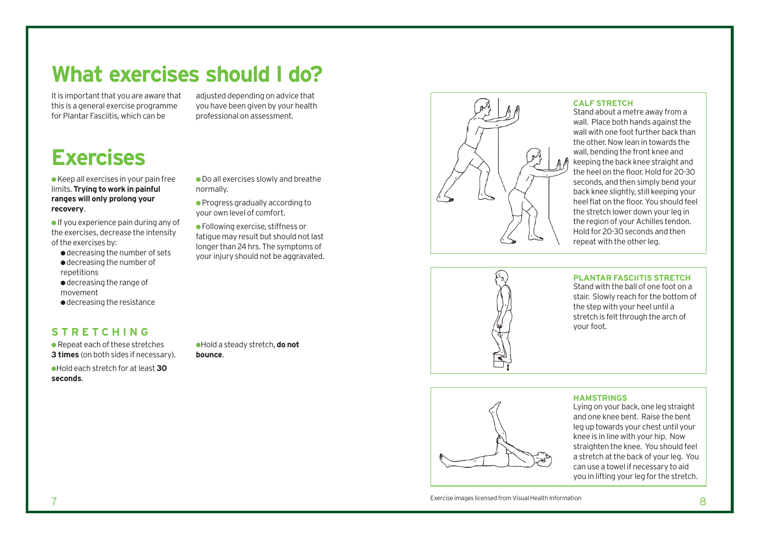# What exercises should I do?

It is important that you are aware that this is a general exercise programme for Plantar Fasciitis, which can be adjusted depending on advice that you have been given by your health professional on assessment.

# Exercises

- Keep all exercises in your pain free limits. **Trying to work in painful ranges will only prolong your recovery**.
- If you experience pain during any of the exercises, decrease the intensity of the exercises by:
  - decreasing the number of sets
  - decreasing the number of repetitions
  - decreasing the range of movement
  - decreasing the resistance
- Do all exercises slowly and breathe normally.
- Progress gradually according to your own level of comfort.
- Following exercise, stiffness or fatigue may result but should not last longer than 24 hrs. The symptoms of your injury should not be aggravated.

## STRETCHING

- Repeat each of these stretches **3 times** (on both sides if necessary).
- Hold each stretch for at least **30 seconds**.
- Hold a steady stretch, **do not bounce**.

### CALF STRETCH

Stand about a metre away from a wall. Place both hands against the wall with one foot further back than the other. Now lean in towards the wall, bending the front knee and keeping the back knee straight and the heel on the floor. Hold for 20-30 seconds, and then simply bend your back knee slightly, still keeping your heel flat on the floor. You should feel the stretch lower down your leg in the region of your Achilles tendon. Hold for 20-30 seconds and then repeat with the other leg.

### PLANTAR FASCIITIS STRETCH

Stand with the ball of one foot on a stair. Slowly reach for the bottom of the step with your heel until a stretch is felt through the arch of your foot.

### HAMSTRINGS

Lying on your back, one leg straight and one knee bent. Raise the bent leg up towards your chest until your knee is in line with your hip. Now straighten the knee. You should feel a stretch at the back of your leg. You can use a towel if necessary to aid you in lifting your leg for the stretch.

Exercise images licensed from Visual Health Information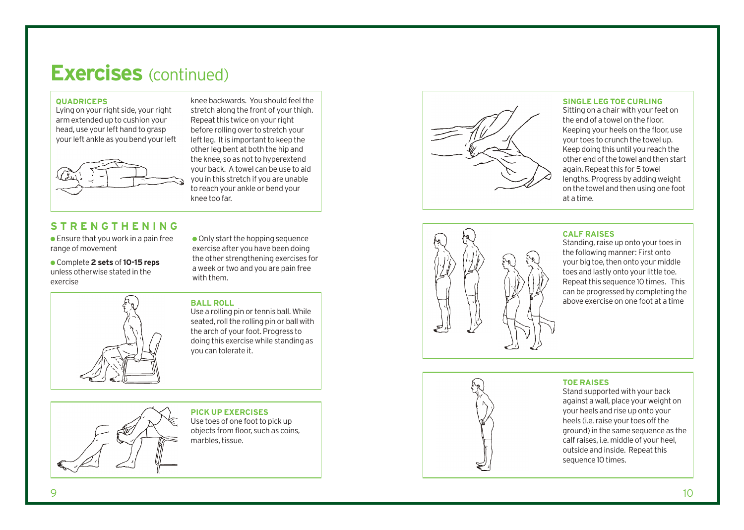# Exercises (continued)

### QUADRICEPS

Lying on your right side, your right arm extended up to cushion your head, use your left hand to grasp your left ankle as you bend your left knee backwards. You should feel the stretch along the front of your thigh. Repeat this twice on your right before rolling over to stretch your left leg. It is important to keep the other leg bent at both the hip and the knee, so as not to hyperextend your back. A towel can be use to aid you in this stretch if you are unable to reach your ankle or bend your knee too far.

## STRENGTHENING

- Ensure that you work in a pain free range of movement
- Complete **2 sets** of **10-15 reps** unless otherwise stated in the exercise
- Only start the hopping sequence exercise after you have been doing the other strengthening exercises for a week or two and you are pain free with them.

### BALL ROLL

Use a rolling pin or tennis ball. While seated, roll the rolling pin or ball with the arch of your foot. Progress to doing this exercise while standing as you can tolerate it.

### PICK UP EXERCISES

Use toes of one foot to pick up objects from floor, such as coins, marbles, tissue.

### SINGLE LEG TOE CURLING

Sitting on a chair with your feet on the end of a towel on the floor. Keeping your heels on the floor, use your toes to crunch the towel up. Keep doing this until you reach the other end of the towel and then start again. Repeat this for 5 towel lengths. Progress by adding weight on the towel and then using one foot at a time.

### CALF RAISES

Standing, raise up onto your toes in the following manner: First onto your big toe, then onto your middle toes and lastly onto your little toe. Repeat this sequence 10 times. This can be progressed by completing the above exercise on one foot at a time

### TOE RAISES

Stand supported with your back against a wall, place your weight on your heels and rise up onto your heels (i.e. raise your toes off the ground) in the same sequence as the calf raises, i.e. middle of your heel, outside and inside. Repeat this sequence 10 times.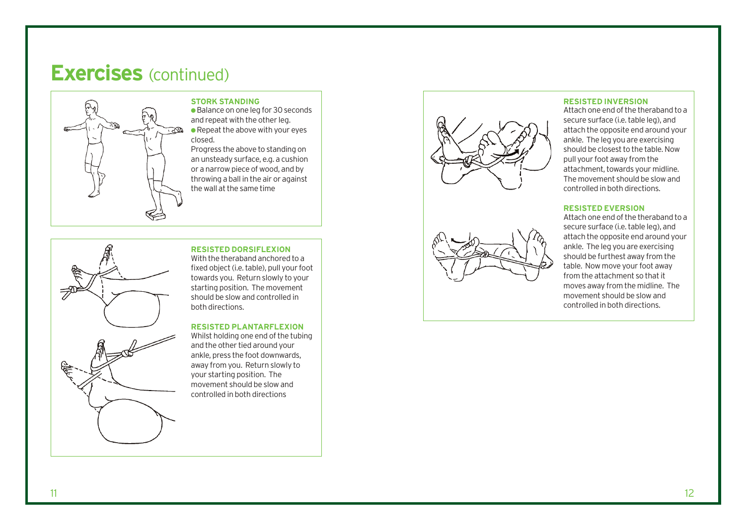# Exercises (continued)

### STORK STANDING

- Balance on one leg for 30 seconds and repeat with the other leg.
- Repeat the above with your eyes closed.

Progress the above to standing on an unsteady surface, e.g. a cushion or a narrow piece of wood, and by throwing a ball in the air or against the wall at the same time

### RESISTED DORSIFLEXION

With the theraband anchored to a fixed object (i.e. table), pull your foot towards you. Return slowly to your starting position. The movement should be slow and controlled in both directions.

### RESISTED PLANTARFLEXION

Whilst holding one end of the tubing and the other tied around your ankle, press the foot downwards, away from you. Return slowly to your starting position. The movement should be slow and controlled in both directions

### RESISTED INVERSION

Attach one end of the theraband to a secure surface (i.e. table leg), and attach the opposite end around your ankle. The leg you are exercising should be closest to the table. Now pull your foot away from the attachment, towards your midline. The movement should be slow and controlled in both directions.

### RESISTED EVERSION

Attach one end of the theraband to a secure surface (i.e. table leg), and attach the opposite end around your ankle. The leg you are exercising should be furthest away from the table. Now move your foot away from the attachment so that it moves away from the midline. The movement should be slow and controlled in both directions.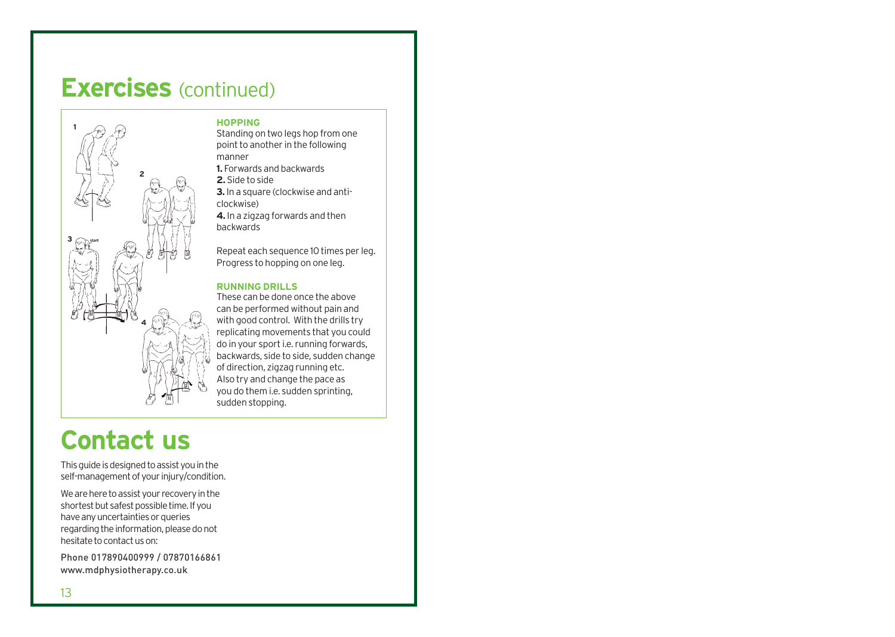# Exercises (continued)

### HOPPING

Standing on two legs hop from one point to another in the following manner

**1.** Forwards and backwards
**2.** Side to side
**3.** In a square (clockwise and anti-clockwise)
**4.** In a zigzag forwards and then backwards

Repeat each sequence 10 times per leg. Progress to hopping on one leg.

### RUNNING DRILLS

These can be done once the above can be performed without pain and with good control. With the drills try replicating movements that you could do in your sport i.e. running forwards, backwards, side to side, sudden change of direction, zigzag running etc. Also try and change the pace as you do them i.e. sudden sprinting, sudden stopping.

# Contact us

This guide is designed to assist you in the self-management of your injury/condition.

We are here to assist your recovery in the shortest but safest possible time. If you have any uncertainties or queries regarding the information, please do not hesitate to contact us on:

Phone 017890400999 / 07870166861
www.mdphysiotherapy.co.uk